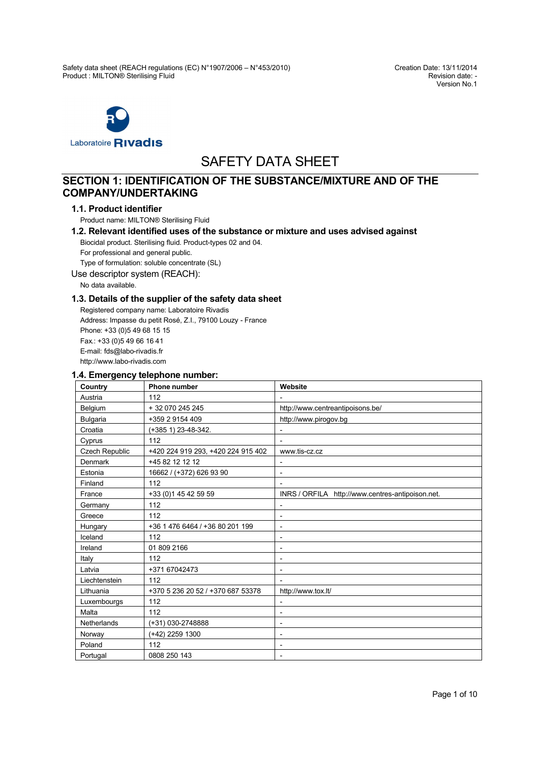# SAFETY DATA SHEET

## SECTION 1: IDENTIFICATION OF THE SUBSTANCE/MIXTURE AND OF THE COMPANY/UNDERTAKING

### 1.1. Product identifier

Product name: MILTON® Sterilising Fluid

### 1.2. Relevant identified uses of the substance or mixture and uses advised against

Biocidal product. Sterilising fluid. Product-types 02 and 04.
For professional and general public.
Type of formulation: soluble concentrate (SL)

Use descriptor system (REACH):

No data available.

### 1.3. Details of the supplier of the safety data sheet

Registered company name: Laboratoire Rivadis
Address: Impasse du petit Rosé, Z.I., 79100 Louzy - France
Phone: +33 (0)5 49 68 15 15
Fax.: +33 (0)5 49 66 16 41
E-mail: fds@labo-rivadis.fr
http://www.labo-rivadis.com

### 1.4. Emergency telephone number:

| Country | Phone number | Website |
|---|---|---|
| Austria | 112 | - |
| Belgium | + 32 070 245 245 | http://www.centreantipoisons.be/ |
| Bulgaria | +359 2 9154 409 | http://www.pirogov.bg |
| Croatia | (+385 1) 23-48-342. | - |
| Cyprus | 112 | - |
| Czech Republic | +420 224 919 293, +420 224 915 402 | www.tis-cz.cz |
| Denmark | +45 82 12 12 12 | - |
| Estonia | 16662 / (+372) 626 93 90 | - |
| Finland | 112 | - |
| France | +33 (0)1 45 42 59 59 | INRS / ORFILA http://www.centres-antipoison.net. |
| Germany | 112 | - |
| Greece | 112 | - |
| Hungary | +36 1 476 6464 / +36 80 201 199 | - |
| Iceland | 112 | - |
| Ireland | 01 809 2166 | - |
| Italy | 112 | - |
| Latvia | +371 67042473 | - |
| Liechtenstein | 112 | - |
| Lithuania | +370 5 236 20 52 / +370 687 53378 | http://www.tox.lt/ |
| Luxembourgs | 112 | - |
| Malta | 112 | - |
| Netherlands | (+31) 030-2748888 | - |
| Norway | (+42) 2259 1300 | - |
| Poland | 112 | - |
| Portugal | 0808 250 143 | - |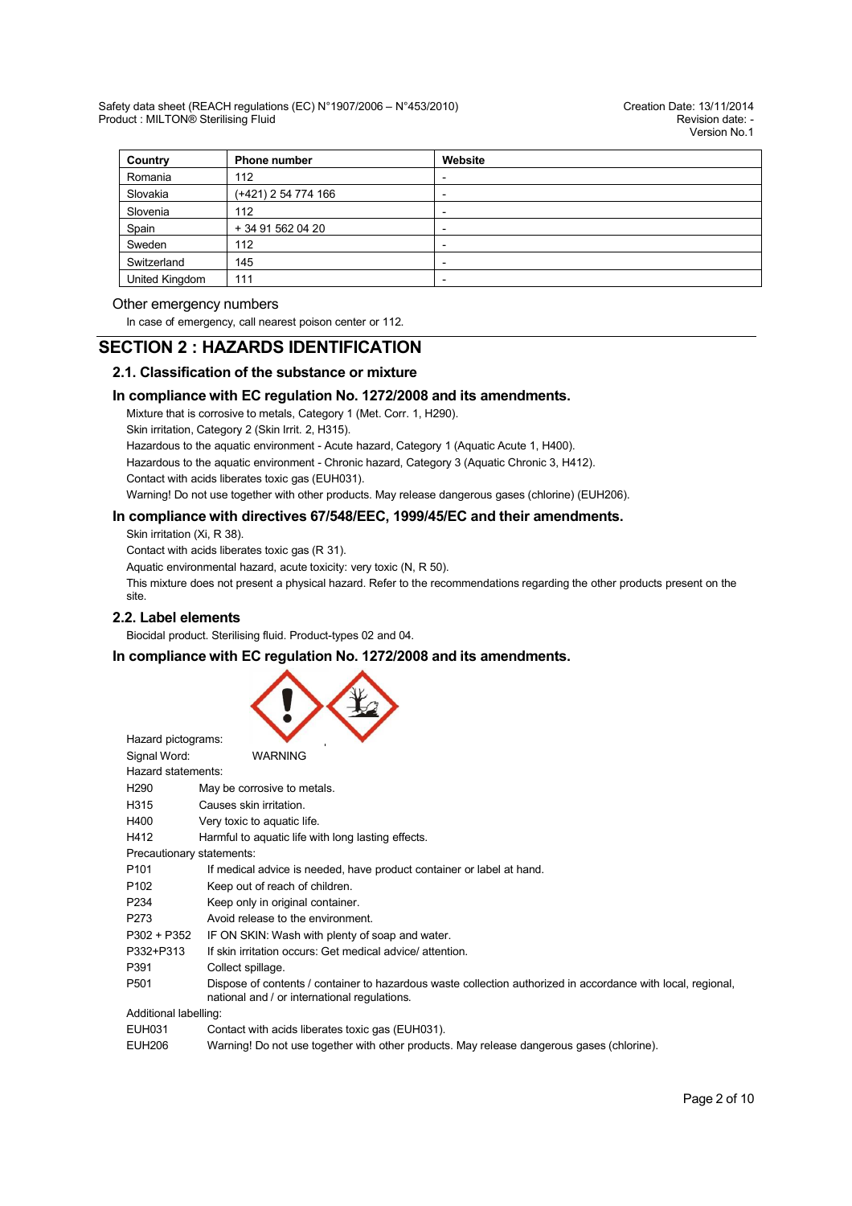| Country | Phone number | Website |
|---|---|---|
| Romania | 112 | - |
| Slovakia | (+421) 2 54 774 166 | - |
| Slovenia | 112 | - |
| Spain | + 34 91 562 04 20 | - |
| Sweden | 112 | - |
| Switzerland | 145 | - |
| United Kingdom | 111 | - |

Other emergency numbers

In case of emergency, call nearest poison center or 112.

# SECTION 2 : HAZARDS IDENTIFICATION

## 2.1. Classification of the substance or mixture

### In compliance with EC regulation No. 1272/2008 and its amendments.

Mixture that is corrosive to metals, Category 1 (Met. Corr. 1, H290).

Skin irritation, Category 2 (Skin Irrit. 2, H315).

Hazardous to the aquatic environment - Acute hazard, Category 1 (Aquatic Acute 1, H400).

Hazardous to the aquatic environment - Chronic hazard, Category 3 (Aquatic Chronic 3, H412).

Contact with acids liberates toxic gas (EUH031).

Warning! Do not use together with other products. May release dangerous gases (chlorine) (EUH206).

### In compliance with directives 67/548/EEC, 1999/45/EC and their amendments.

Skin irritation (Xi, R 38).

Contact with acids liberates toxic gas (R 31).

Aquatic environmental hazard, acute toxicity: very toxic (N, R 50).

This mixture does not present a physical hazard. Refer to the recommendations regarding the other products present on the site.

## 2.2. Label elements

Biocidal product. Sterilising fluid. Product-types 02 and 04.

### In compliance with EC regulation No. 1272/2008 and its amendments.

Hazard pictograms:

Signal Word: WARNING

Hazard statements:

| | |
|---|---|
| H290 | May be corrosive to metals. |
| H315 | Causes skin irritation. |
| H400 | Very toxic to aquatic life. |
| H412 | Harmful to aquatic life with long lasting effects. |

Precautionary statements:

| | |
|---|---|
| P101 | If medical advice is needed, have product container or label at hand. |
| P102 | Keep out of reach of children. |
| P234 | Keep only in original container. |
| P273 | Avoid release to the environment. |
| P302 + P352 | IF ON SKIN: Wash with plenty of soap and water. |
| P332+P313 | If skin irritation occurs: Get medical advice/ attention. |
| P391 | Collect spillage. |
| P501 | Dispose of contents / container to hazardous waste collection authorized in accordance with local, regional, national and / or international regulations. |

Additional labelling:

| | |
|---|---|
| EUH031 | Contact with acids liberates toxic gas (EUH031). |
| EUH206 | Warning! Do not use together with other products. May release dangerous gases (chlorine). |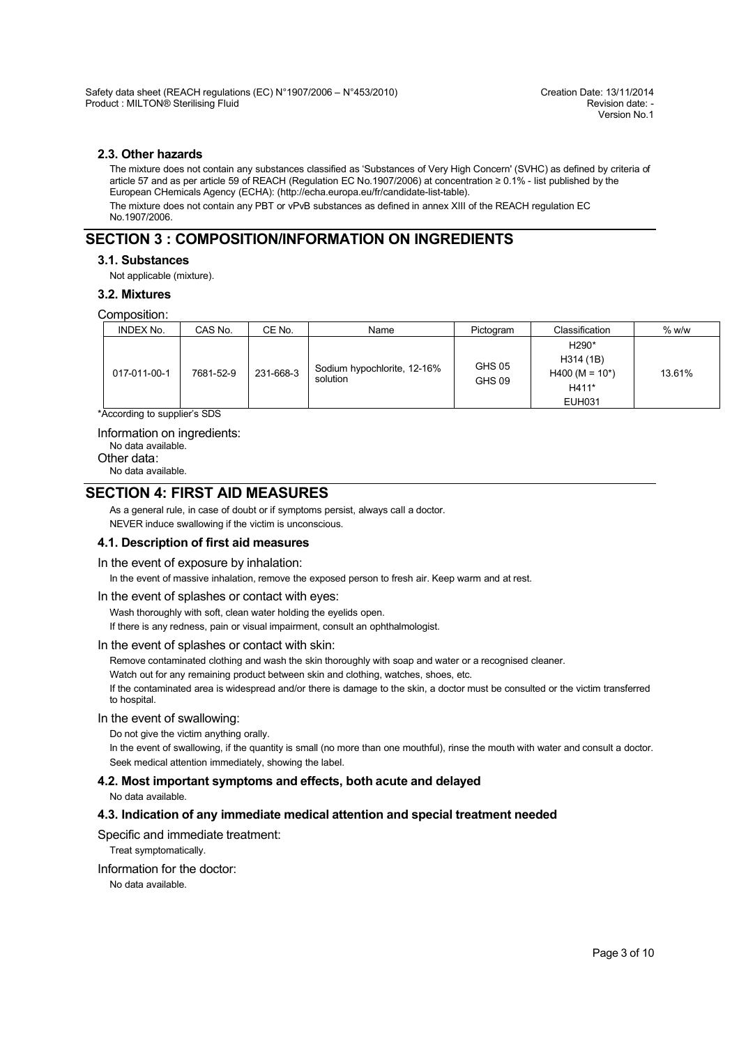### 2.3. Other hazards

The mixture does not contain any substances classified as 'Substances of Very High Concern' (SVHC) as defined by criteria of article 57 and as per article 59 of REACH (Regulation EC No.1907/2006) at concentration ≥ 0.1% - list published by the European CHemicals Agency (ECHA): (http://echa.europa.eu/fr/candidate-list-table).

The mixture does not contain any PBT or vPvB substances as defined in annex XIII of the REACH regulation EC No.1907/2006.

## SECTION 3 : COMPOSITION/INFORMATION ON INGREDIENTS

### 3.1. Substances

Not applicable (mixture).

### 3.2. Mixtures

Composition:

| INDEX No. | CAS No. | CE No. | Name | Pictogram | Classification | % w/w |
|---|---|---|---|---|---|---|
| 017-011-00-1 | 7681-52-9 | 231-668-3 | Sodium hypochlorite, 12-16% solution | GHS 05<br>GHS 09 | H290*<br>H314 (1B)<br>H400 (M = 10*)<br>H411*<br>EUH031 | 13.61% |

*According to supplier's SDS

Information on ingredients:

No data available.

Other data:

No data available.

## SECTION 4: FIRST AID MEASURES

As a general rule, in case of doubt or if symptoms persist, always call a doctor.

NEVER induce swallowing if the victim is unconscious.

### 4.1. Description of first aid measures

In the event of exposure by inhalation:

In the event of massive inhalation, remove the exposed person to fresh air. Keep warm and at rest.

In the event of splashes or contact with eyes:

Wash thoroughly with soft, clean water holding the eyelids open.

If there is any redness, pain or visual impairment, consult an ophthalmologist.

In the event of splashes or contact with skin:

Remove contaminated clothing and wash the skin thoroughly with soap and water or a recognised cleaner.

Watch out for any remaining product between skin and clothing, watches, shoes, etc.

If the contaminated area is widespread and/or there is damage to the skin, a doctor must be consulted or the victim transferred to hospital.

In the event of swallowing:

Do not give the victim anything orally.

In the event of swallowing, if the quantity is small (no more than one mouthful), rinse the mouth with water and consult a doctor.

Seek medical attention immediately, showing the label.

### 4.2. Most important symptoms and effects, both acute and delayed

No data available.

### 4.3. Indication of any immediate medical attention and special treatment needed

Specific and immediate treatment:

Treat symptomatically.

Information for the doctor:

No data available.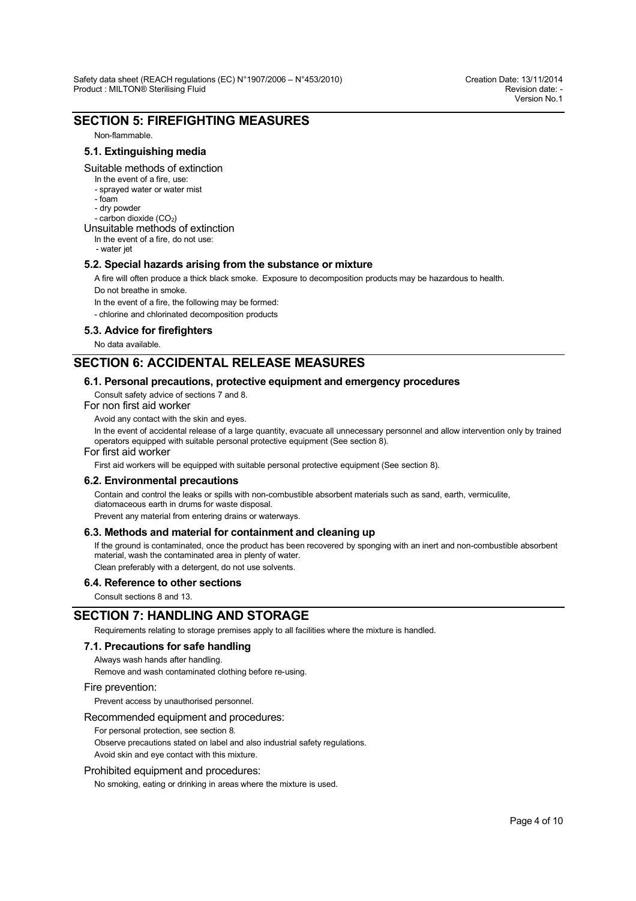## SECTION 5: FIREFIGHTING MEASURES

Non-flammable.

### 5.1. Extinguishing media

Suitable methods of extinction

In the event of a fire, use:

- sprayed water or water mist
- foam
- dry powder
- carbon dioxide ($CO_2$)

Unsuitable methods of extinction

In the event of a fire, do not use:

- water jet

### 5.2. Special hazards arising from the substance or mixture

A fire will often produce a thick black smoke. Exposure to decomposition products may be hazardous to health.

Do not breathe in smoke.

In the event of a fire, the following may be formed:

- chlorine and chlorinated decomposition products

### 5.3. Advice for firefighters

No data available.

## SECTION 6: ACCIDENTAL RELEASE MEASURES

### 6.1. Personal precautions, protective equipment and emergency procedures

Consult safety advice of sections 7 and 8.

For non first aid worker

Avoid any contact with the skin and eyes.

In the event of accidental release of a large quantity, evacuate all unnecessary personnel and allow intervention only by trained operators equipped with suitable personal protective equipment (See section 8).

For first aid worker

First aid workers will be equipped with suitable personal protective equipment (See section 8).

### 6.2. Environmental precautions

Contain and control the leaks or spills with non-combustible absorbent materials such as sand, earth, vermiculite, diatomaceous earth in drums for waste disposal.

Prevent any material from entering drains or waterways.

### 6.3. Methods and material for containment and cleaning up

If the ground is contaminated, once the product has been recovered by sponging with an inert and non-combustible absorbent material, wash the contaminated area in plenty of water.

Clean preferably with a detergent, do not use solvents.

### 6.4. Reference to other sections

Consult sections 8 and 13.

## SECTION 7: HANDLING AND STORAGE

Requirements relating to storage premises apply to all facilities where the mixture is handled.

### 7.1. Precautions for safe handling

Always wash hands after handling.

Remove and wash contaminated clothing before re-using.

Fire prevention:

Prevent access by unauthorised personnel.

Recommended equipment and procedures:

For personal protection, see section 8.

Observe precautions stated on label and also industrial safety regulations.

Avoid skin and eye contact with this mixture.

Prohibited equipment and procedures:

No smoking, eating or drinking in areas where the mixture is used.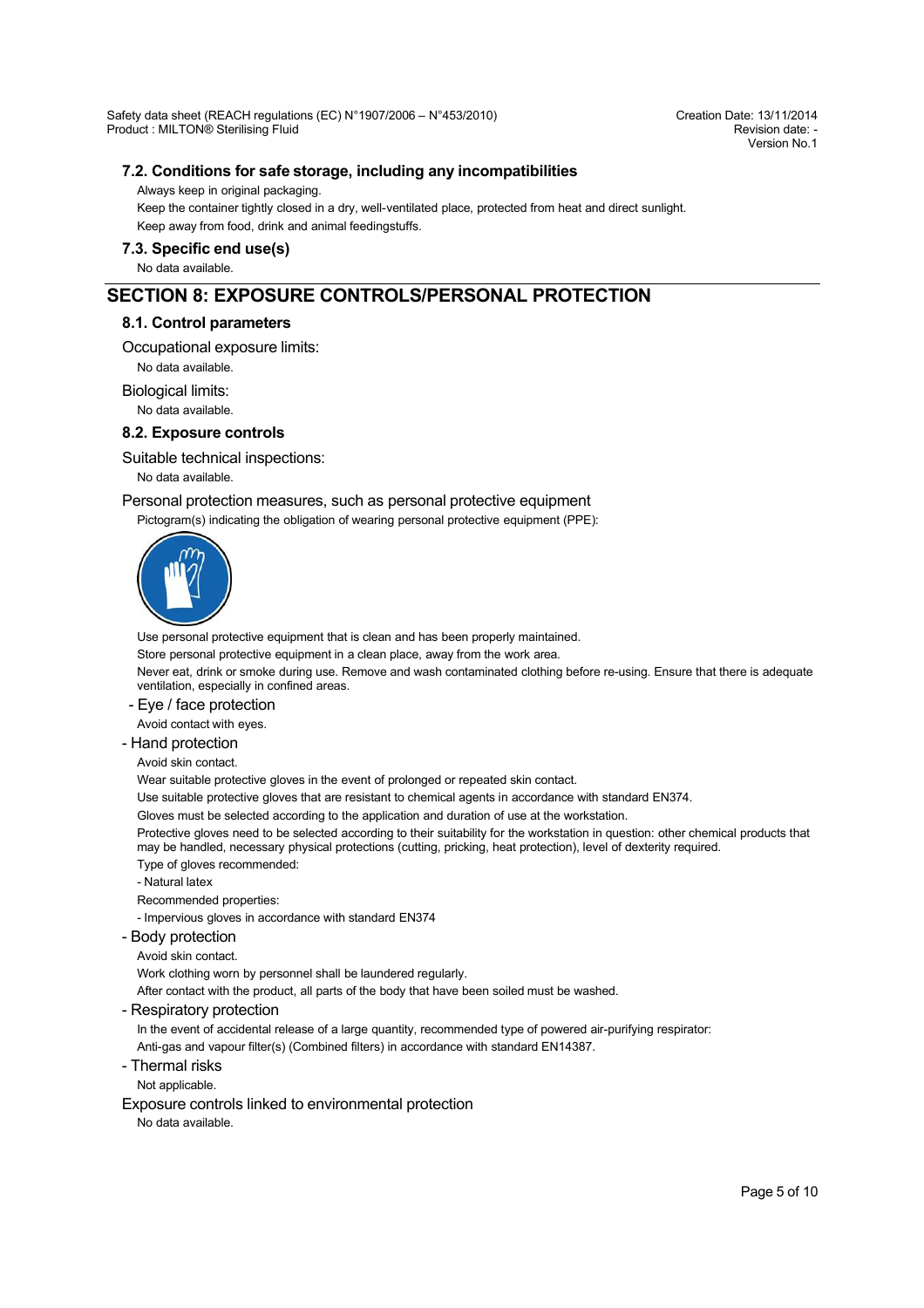### 7.2. Conditions for safe storage, including any incompatibilities

Always keep in original packaging.

Keep the container tightly closed in a dry, well-ventilated place, protected from heat and direct sunlight.

Keep away from food, drink and animal feedingstuffs.

### 7.3. Specific end use(s)

No data available.

## SECTION 8: EXPOSURE CONTROLS/PERSONAL PROTECTION

### 8.1. Control parameters

Occupational exposure limits:

No data available.

Biological limits:

No data available.

### 8.2. Exposure controls

Suitable technical inspections:

No data available.

Personal protection measures, such as personal protective equipment

Pictogram(s) indicating the obligation of wearing personal protective equipment (PPE):

Use personal protective equipment that is clean and has been properly maintained.

Store personal protective equipment in a clean place, away from the work area.

Never eat, drink or smoke during use. Remove and wash contaminated clothing before re-using. Ensure that there is adequate ventilation, especially in confined areas.

- Eye / face protection

Avoid contact with eyes.

- Hand protection

Avoid skin contact.

Wear suitable protective gloves in the event of prolonged or repeated skin contact.

Use suitable protective gloves that are resistant to chemical agents in accordance with standard EN374.

Gloves must be selected according to the application and duration of use at the workstation.

Protective gloves need to be selected according to their suitability for the workstation in question: other chemical products that may be handled, necessary physical protections (cutting, pricking, heat protection), level of dexterity required.

Type of gloves recommended:

- Natural latex

Recommended properties:

- Impervious gloves in accordance with standard EN374

- Body protection

Avoid skin contact.

Work clothing worn by personnel shall be laundered regularly.

After contact with the product, all parts of the body that have been soiled must be washed.

- Respiratory protection

In the event of accidental release of a large quantity, recommended type of powered air-purifying respirator:

Anti-gas and vapour filter(s) (Combined filters) in accordance with standard EN14387.

- Thermal risks

Not applicable.

Exposure controls linked to environmental protection

No data available.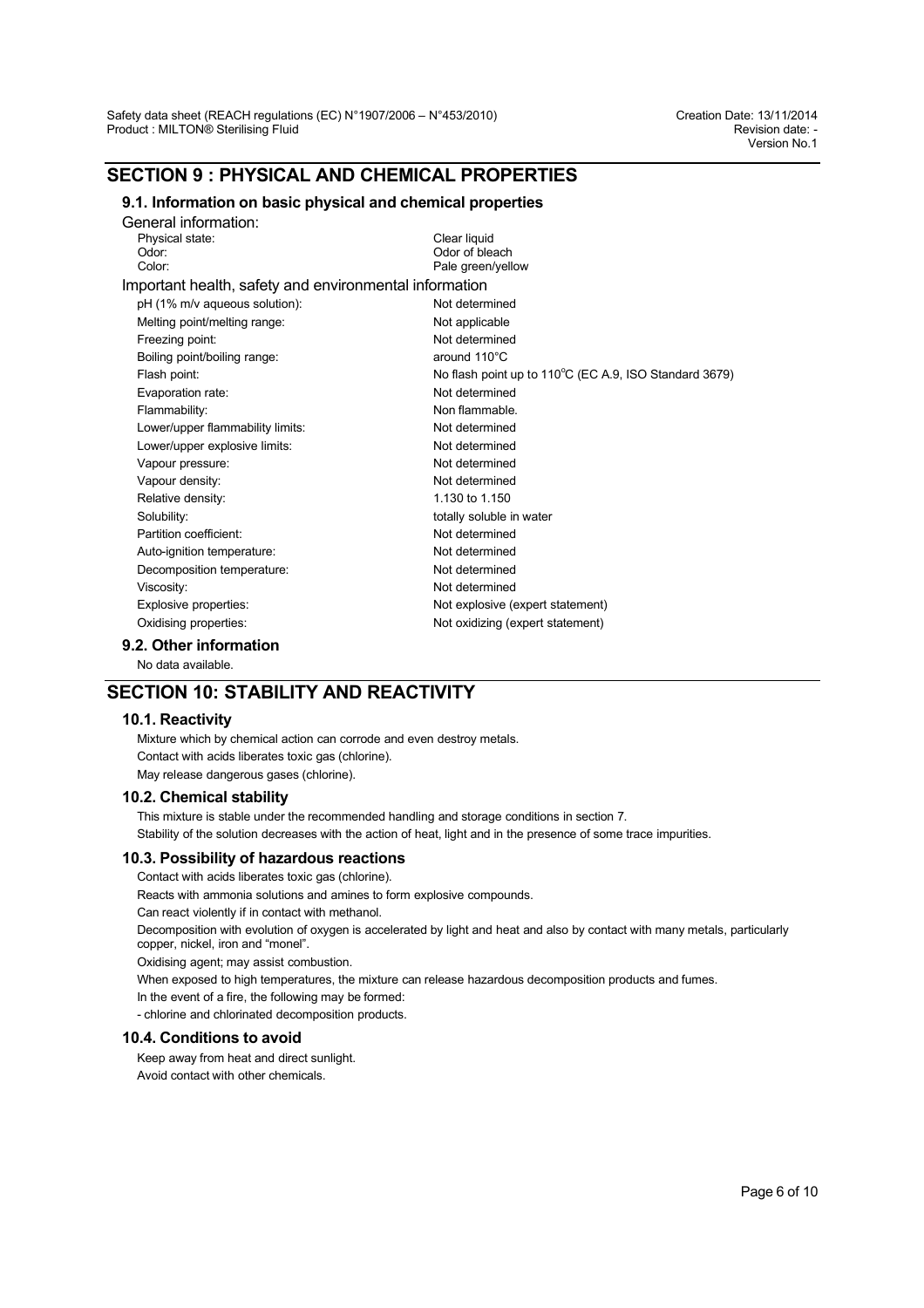## SECTION 9 : PHYSICAL AND CHEMICAL PROPERTIES

### 9.1. Information on basic physical and chemical properties

General information:

| | |
|---|---|
| Physical state: | Clear liquid |
| Odor: | Odor of bleach |
| Color: | Pale green/yellow |

Important health, safety and environmental information

| | |
|---|---|
| pH (1% m/v aqueous solution): | Not determined |
| Melting point/melting range: | Not applicable |
| Freezing point: | Not determined |
| Boiling point/boiling range: | around 110°C |
| Flash point: | No flash point up to 110°C (EC A.9, ISO Standard 3679) |
| Evaporation rate: | Not determined |
| Flammability: | Non flammable. |
| Lower/upper flammability limits: | Not determined |
| Lower/upper explosive limits: | Not determined |
| Vapour pressure: | Not determined |
| Vapour density: | Not determined |
| Relative density: | 1.130 to 1.150 |
| Solubility: | totally soluble in water |
| Partition coefficient: | Not determined |
| Auto-ignition temperature: | Not determined |
| Decomposition temperature: | Not determined |
| Viscosity: | Not determined |
| Explosive properties: | Not explosive (expert statement) |
| Oxidising properties: | Not oxidizing (expert statement) |

### 9.2. Other information

No data available.

## SECTION 10: STABILITY AND REACTIVITY

### 10.1. Reactivity

Mixture which by chemical action can corrode and even destroy metals.

Contact with acids liberates toxic gas (chlorine).

May release dangerous gases (chlorine).

### 10.2. Chemical stability

This mixture is stable under the recommended handling and storage conditions in section 7.

Stability of the solution decreases with the action of heat, light and in the presence of some trace impurities.

### 10.3. Possibility of hazardous reactions

Contact with acids liberates toxic gas (chlorine).

Reacts with ammonia solutions and amines to form explosive compounds.

Can react violently if in contact with methanol.

Decomposition with evolution of oxygen is accelerated by light and heat and also by contact with many metals, particularly copper, nickel, iron and "monel".

Oxidising agent; may assist combustion.

When exposed to high temperatures, the mixture can release hazardous decomposition products and fumes.

In the event of a fire, the following may be formed:

- chlorine and chlorinated decomposition products.

### 10.4. Conditions to avoid

Keep away from heat and direct sunlight.

Avoid contact with other chemicals.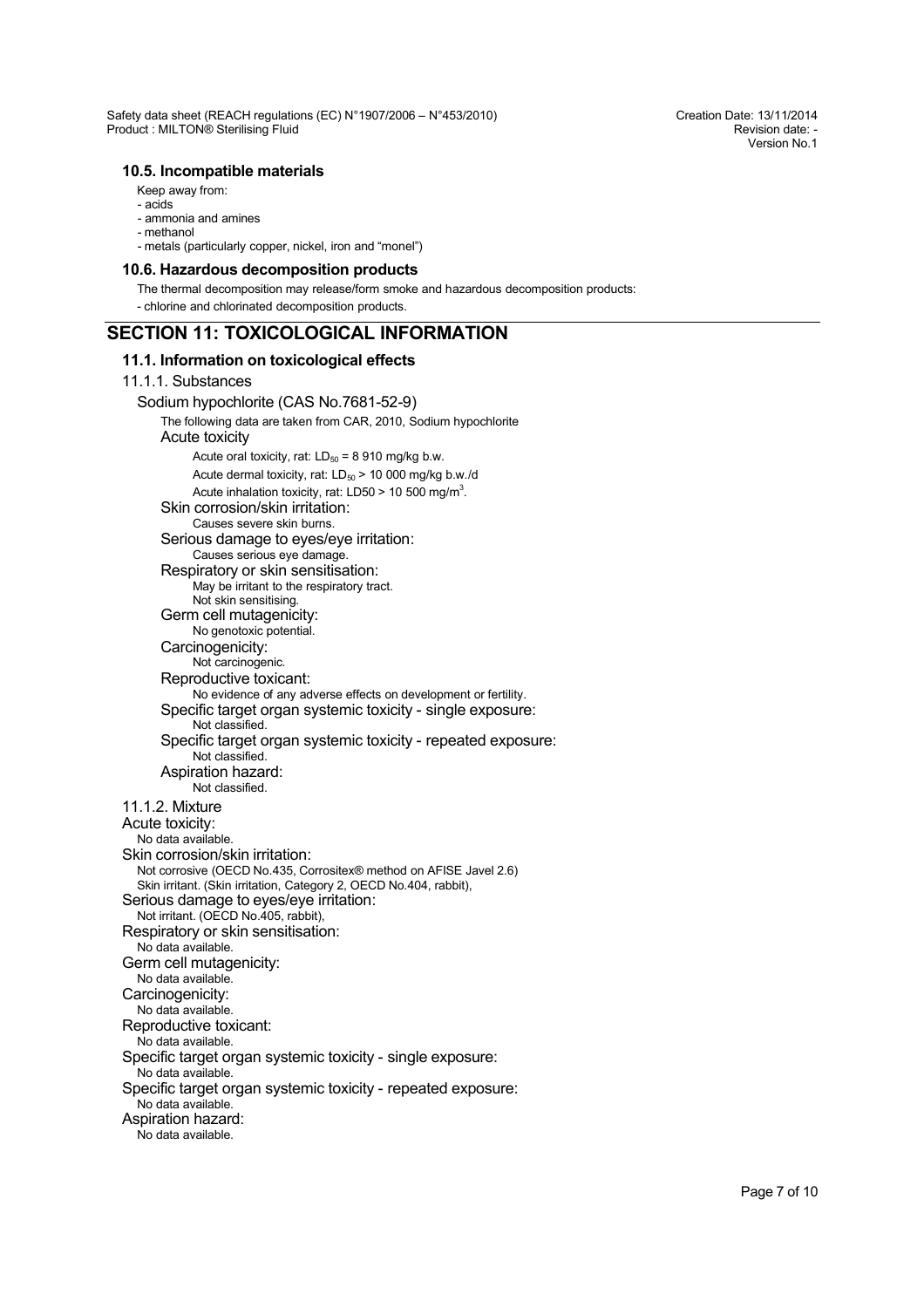### 10.5. Incompatible materials

Keep away from:
- acids
- ammonia and amines
- methanol
- metals (particularly copper, nickel, iron and "monel")

### 10.6. Hazardous decomposition products

The thermal decomposition may release/form smoke and hazardous decomposition products:
- chlorine and chlorinated decomposition products.

## SECTION 11: TOXICOLOGICAL INFORMATION

### 11.1. Information on toxicological effects

11.1.1. Substances

Sodium hypochlorite (CAS No.7681-52-9)

The following data are taken from CAR, 2010, Sodium hypochlorite

Acute toxicity

Acute oral toxicity, rat: $LD_{50}$ = 8 910 mg/kg b.w.

Acute dermal toxicity, rat: $LD_{50}$ > 10 000 mg/kg b.w./d

Acute inhalation toxicity, rat: LD50 > 10 500 mg/m$^3$.

Skin corrosion/skin irritation:
Causes severe skin burns.

Serious damage to eyes/eye irritation:
Causes serious eye damage.

Respiratory or skin sensitisation:
May be irritant to the respiratory tract.
Not skin sensitising.

Germ cell mutagenicity:
No genotoxic potential.

Carcinogenicity:
Not carcinogenic.

Reproductive toxicant:
No evidence of any adverse effects on development or fertility.

Specific target organ systemic toxicity - single exposure:
Not classified.

Specific target organ systemic toxicity - repeated exposure:
Not classified.

Aspiration hazard:
Not classified.

11.1.2. Mixture

Acute toxicity:
No data available.

Skin corrosion/skin irritation:
Not corrosive (OECD No.435, Corrositex® method on AFISE Javel 2.6)
Skin irritant. (Skin irritation, Category 2, OECD No.404, rabbit),

Serious damage to eyes/eye irritation:
Not irritant. (OECD No.405, rabbit),

Respiratory or skin sensitisation:
No data available.

Germ cell mutagenicity:
No data available.

Carcinogenicity:
No data available.

Reproductive toxicant:
No data available.

Specific target organ systemic toxicity - single exposure:
No data available.

Specific target organ systemic toxicity - repeated exposure:
No data available.

Aspiration hazard:
No data available.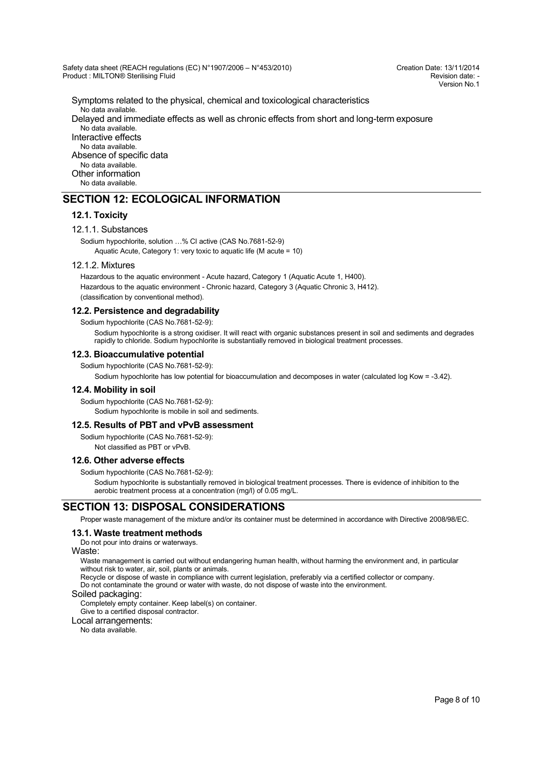Symptoms related to the physical, chemical and toxicological characteristics

No data available.

Delayed and immediate effects as well as chronic effects from short and long-term exposure

No data available.

Interactive effects

No data available.

Absence of specific data

No data available.

Other information

No data available.

## SECTION 12: ECOLOGICAL INFORMATION

### 12.1. Toxicity

#### 12.1.1. Substances

Sodium hypochlorite, solution …% Cl active (CAS No.7681-52-9)

Aquatic Acute, Category 1: very toxic to aquatic life (M acute = 10)

#### 12.1.2. Mixtures

Hazardous to the aquatic environment - Acute hazard, Category 1 (Aquatic Acute 1, H400).

Hazardous to the aquatic environment - Chronic hazard, Category 3 (Aquatic Chronic 3, H412).

(classification by conventional method).

### 12.2. Persistence and degradability

Sodium hypochlorite (CAS No.7681-52-9):

Sodium hypochlorite is a strong oxidiser. It will react with organic substances present in soil and sediments and degrades rapidly to chloride. Sodium hypochlorite is substantially removed in biological treatment processes.

### 12.3. Bioaccumulative potential

Sodium hypochlorite (CAS No.7681-52-9):

Sodium hypochlorite has low potential for bioaccumulation and decomposes in water (calculated log Kow = -3.42).

### 12.4. Mobility in soil

Sodium hypochlorite (CAS No.7681-52-9):

Sodium hypochlorite is mobile in soil and sediments.

### 12.5. Results of PBT and vPvB assessment

Sodium hypochlorite (CAS No.7681-52-9):

Not classified as PBT or vPvB.

### 12.6. Other adverse effects

Sodium hypochlorite (CAS No.7681-52-9):

Sodium hypochlorite is substantially removed in biological treatment processes. There is evidence of inhibition to the aerobic treatment process at a concentration (mg/l) of 0.05 mg/L.

## SECTION 13: DISPOSAL CONSIDERATIONS

Proper waste management of the mixture and/or its container must be determined in accordance with Directive 2008/98/EC.

### 13.1. Waste treatment methods

Do not pour into drains or waterways.

Waste:

Waste management is carried out without endangering human health, without harming the environment and, in particular without risk to water, air, soil, plants or animals.

Recycle or dispose of waste in compliance with current legislation, preferably via a certified collector or company.

Do not contaminate the ground or water with waste, do not dispose of waste into the environment.

Soiled packaging:

Completely empty container. Keep label(s) on container.

Give to a certified disposal contractor.

Local arrangements:

No data available.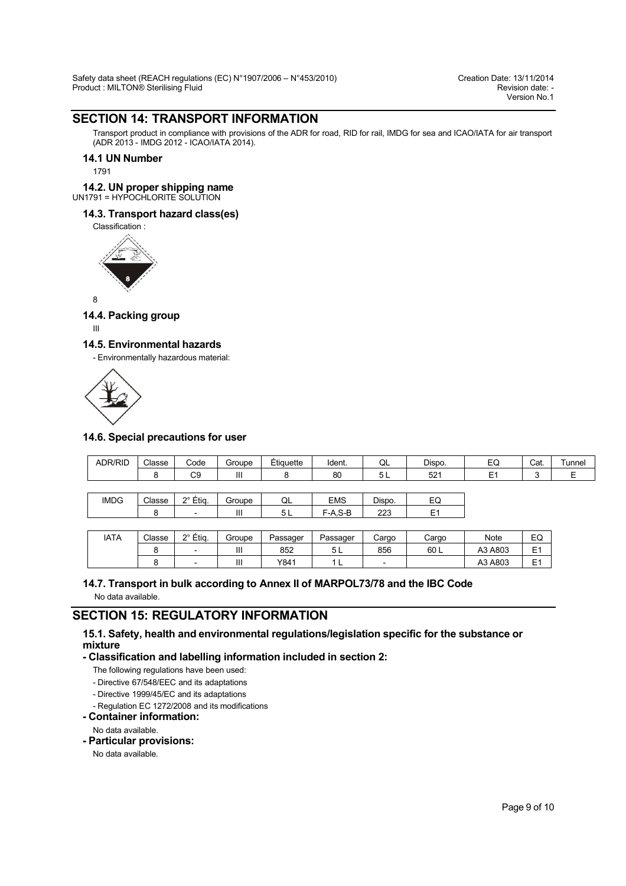## SECTION 14: TRANSPORT INFORMATION

Transport product in compliance with provisions of the ADR for road, RID for rail, IMDG for sea and ICAO/IATA for air transport (ADR 2013 - IMDG 2012 - ICAO/IATA 2014).

### 14.1 UN Number

1791

### 14.2. UN proper shipping name

UN1791 = HYPOCHLORITE SOLUTION

### 14.3. Transport hazard class(es)

Classification :

8

### 14.4. Packing group

III

### 14.5. Environmental hazards

- Environmentally hazardous material:

### 14.6. Special precautions for user

| ADR/RID | Classe | Code | Groupe | Étiquette | Ident. | QL | Dispo. | EQ | Cat. | Tunnel |
|---|---|---|---|---|---|---|---|---|---|---|
| | 8 | C9 | III | 8 | 80 | 5 L | 521 | E1 | 3 | E |

| IMDG | Classe | 2° Étiq. | Groupe | QL | EMS | Dispo. | EQ |
|---|---|---|---|---|---|---|---|
| | 8 | - | III | 5 L | F-A,S-B | 223 | E1 |

| IATA | Classe | 2° Étiq. | Groupe | Passager | Passager | Cargo | Cargo | Note | EQ |
|---|---|---|---|---|---|---|---|---|---|
| | 8 | - | III | 852 | 5 L | 856 | 60 L | A3 A803 | E1 |
| | 8 | - | III | Y841 | 1 L | - | | A3 A803 | E1 |

### 14.7. Transport in bulk according to Annex II of MARPOL73/78 and the IBC Code

No data available.

## SECTION 15: REGULATORY INFORMATION

### 15.1. Safety, health and environmental regulations/legislation specific for the substance or mixture

**- Classification and labelling information included in section 2:**

The following regulations have been used:

- Directive 67/548/EEC and its adaptations
- Directive 1999/45/EC and its adaptations
- Regulation EC 1272/2008 and its modifications

**- Container information:**

No data available.

**- Particular provisions:**

No data available.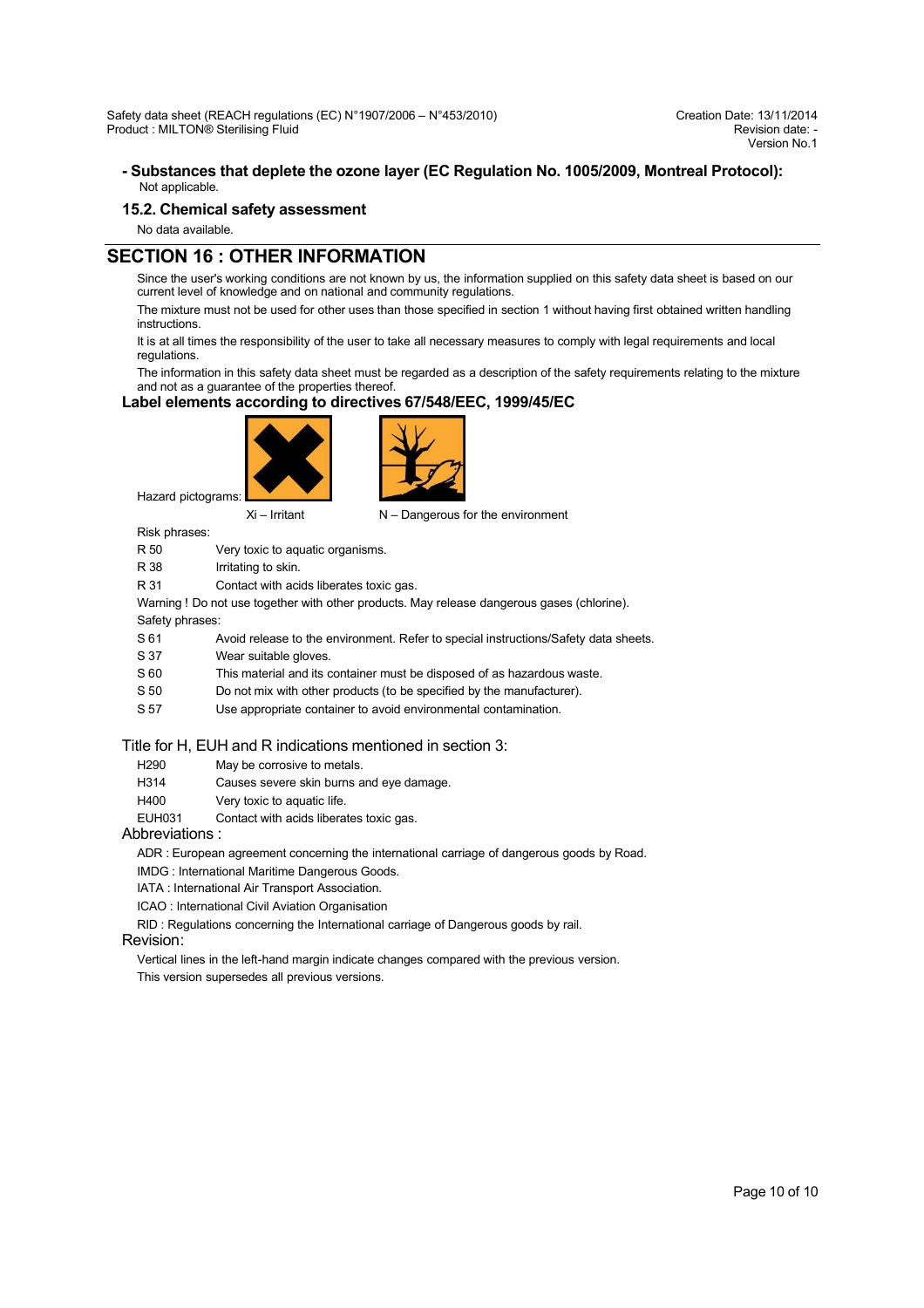**- Substances that deplete the ozone layer (EC Regulation No. 1005/2009, Montreal Protocol):**

Not applicable.

### 15.2. Chemical safety assessment

No data available.

## SECTION 16 : OTHER INFORMATION

Since the user's working conditions are not known by us, the information supplied on this safety data sheet is based on our current level of knowledge and on national and community regulations.

The mixture must not be used for other uses than those specified in section 1 without having first obtained written handling instructions.

It is at all times the responsibility of the user to take all necessary measures to comply with legal requirements and local regulations.

The information in this safety data sheet must be regarded as a description of the safety requirements relating to the mixture and not as a guarantee of the properties thereof.

### Label elements according to directives 67/548/EEC, 1999/45/EC

Hazard pictograms:

Xi – Irritant

N – Dangerous for the environment

Risk phrases:

| | |
|---|---|
| R 50 | Very toxic to aquatic organisms. |
| R 38 | Irritating to skin. |
| R 31 | Contact with acids liberates toxic gas. |

Warning ! Do not use together with other products. May release dangerous gases (chlorine).

Safety phrases:

| | |
|---|---|
| S 61 | Avoid release to the environment. Refer to special instructions/Safety data sheets. |
| S 37 | Wear suitable gloves. |
| S 60 | This material and its container must be disposed of as hazardous waste. |
| S 50 | Do not mix with other products (to be specified by the manufacturer). |
| S 57 | Use appropriate container to avoid environmental contamination. |

Title for H, EUH and R indications mentioned in section 3:

| | |
|---|---|
| H290 | May be corrosive to metals. |
| H314 | Causes severe skin burns and eye damage. |
| H400 | Very toxic to aquatic life. |
| EUH031 | Contact with acids liberates toxic gas. |

Abbreviations :

ADR : European agreement concerning the international carriage of dangerous goods by Road.

IMDG : International Maritime Dangerous Goods.

IATA : International Air Transport Association.

ICAO : International Civil Aviation Organisation

RID : Regulations concerning the International carriage of Dangerous goods by rail.

Revision:

Vertical lines in the left-hand margin indicate changes compared with the previous version.

This version supersedes all previous versions.